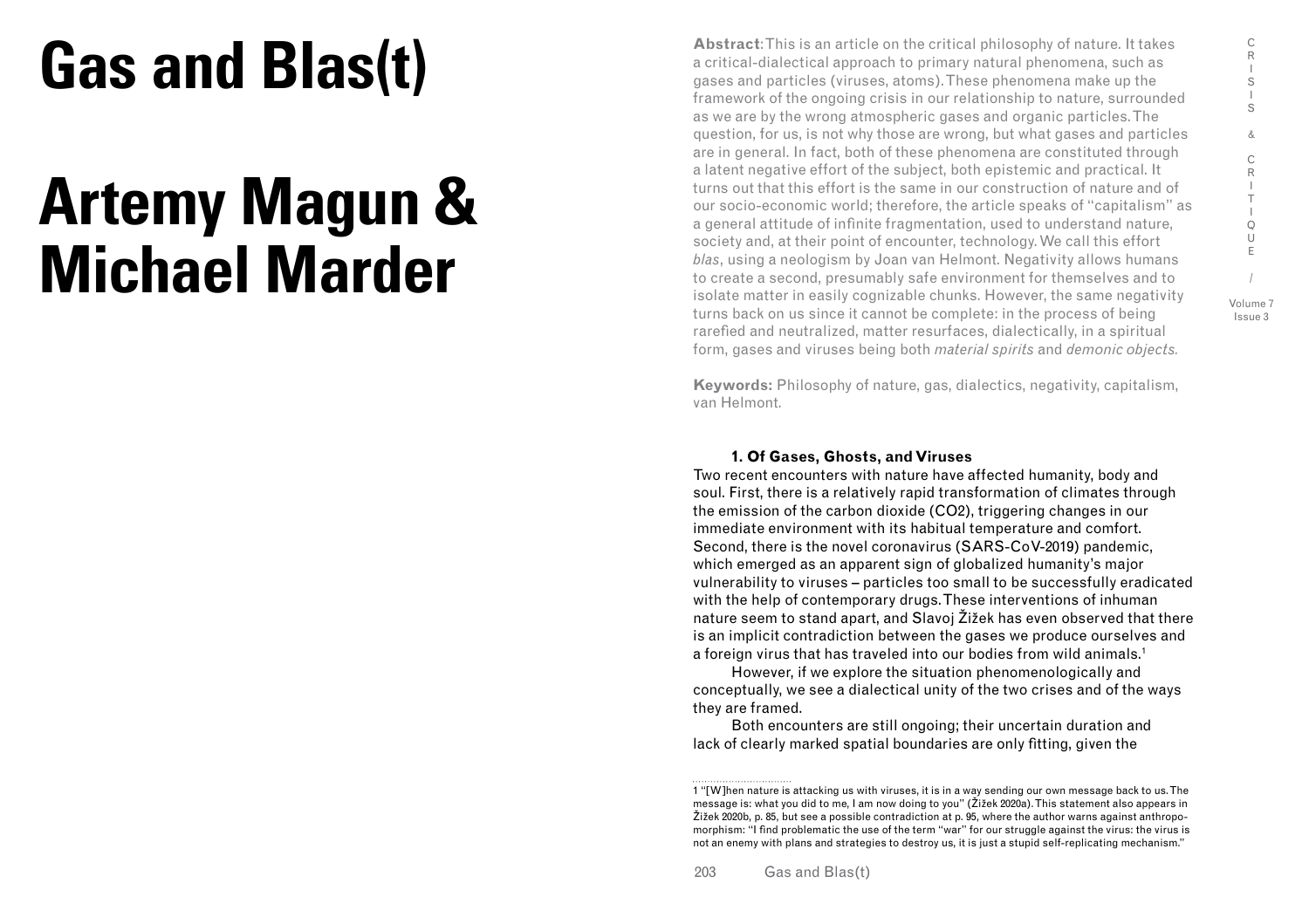# Gas and Blas(t)

# Artemy Magun & Michael Marder

**Abstract**: This is an article on the critical philosophy of nature. It takes a critical-dialectical approach to primary natural phenomena, such as gases and particles (viruses, atoms). These phenomena make up the framework of the ongoing crisis in our relationship to nature, surrounded as we are by the wrong atmospheric gases and organic particles. The question, for us, is not why those are wrong, but what gases and particles are in general. In fact, both of these phenomena are constituted through a latent negative effort of the subject, both epistemic and practical. It turns out that this effort is the same in our construction of nature and of our socio-economic world; therefore, the article speaks of "capitalism" as a general attitude of infinite fragmentation, used to understand nature, society and, at their point of encounter, technology. We call this effort *blas*, using a neologism by Joan van Helmont. Negativity allows humans to create a second, presumably safe environment for themselves and to isolate matter in easily cognizable chunks. However, the same negativity turns back on us since it cannot be complete: in the process of being rarefied and neutralized, matter resurfaces, dialectically, in a spiritual form, gases and viruses being both *material spirits* and *demonic objects.*

**Keywords:** Philosophy of nature, gas, dialectics, negativity, capitalism, van Helmont.

### 1. Of Gases, Ghosts, and Viruses

Two recent encounters with nature have affected humanity, body and soul. First, there is a relatively rapid transformation of climates through the emission of the carbon dioxide ($CO_2$), triggering changes in our immediate environment with its habitual temperature and comfort. Second, there is the novel coronavirus (SARS-CoV-2019) pandemic, which emerged as an apparent sign of globalized humanity's major vulnerability to viruses – particles too small to be successfully eradicated with the help of contemporary drugs. These interventions of inhuman nature seem to stand apart, and Slavoj Žižek has even observed that there is an implicit contradiction between the gases we produce ourselves and a foreign virus that has traveled into our bodies from wild animals.[1]

However, if we explore the situation phenomenologically and conceptually, we see a dialectical unity of the two crises and of the ways they are framed.

Both encounters are still ongoing; their uncertain duration and lack of clearly marked spatial boundaries are only fitting, given the

1 "[W]hen nature is attacking us with viruses, it is in a way sending our own message back to us. The message is: what you did to me, I am now doing to you" (Žižek 2020a). This statement also appears in Žižek 2020b, p. 85, but see a possible contradiction at p. 95, where the author warns against anthropomorphism: "I find problematic the use of the term "war" for our struggle against the virus: the virus is not an enemy with plans and strategies to destroy us, it is just a stupid self-replicating mechanism."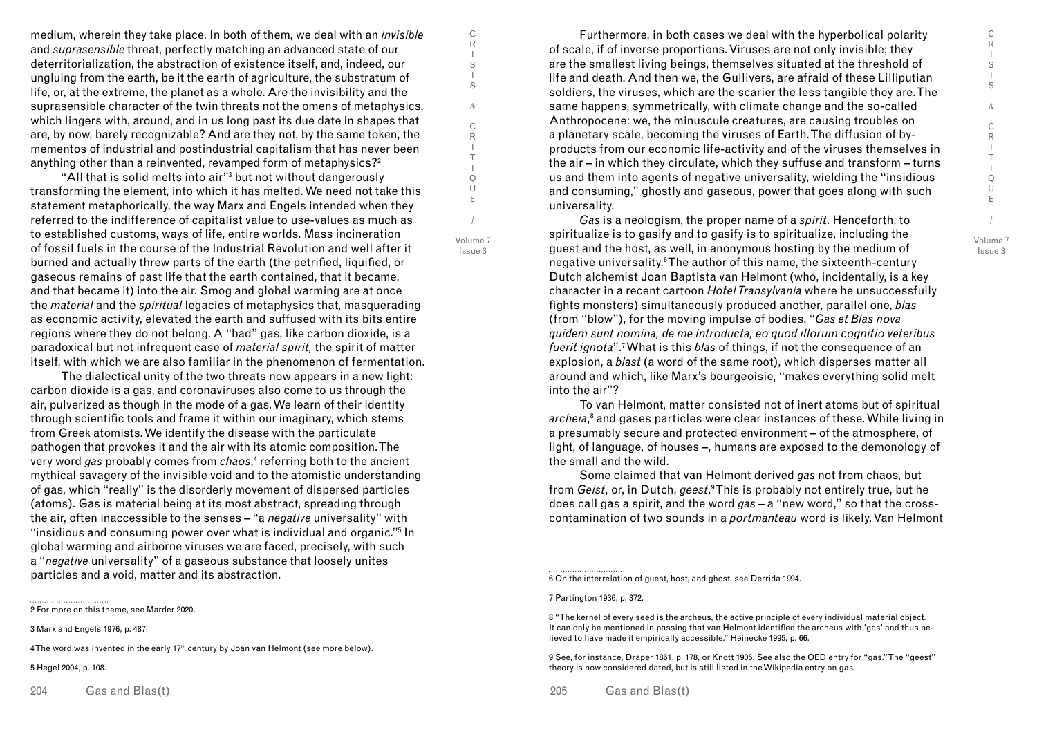medium, wherein they take place. In both of them, we deal with an *invisible* and *suprasensible* threat, perfectly matching an advanced state of our deterritorialization, the abstraction of existence itself, and, indeed, our ungluing from the earth, be it the earth of agriculture, the substratum of life, or, at the extreme, the planet as a whole. Are the invisibility and the suprasensible character of the twin threats not the omens of metaphysics, which lingers with, around, and in us long past its due date in shapes that are, by now, barely recognizable? And are they not, by the same token, the mementos of industrial and postindustrial capitalism that has never been anything other than a reinvented, revamped form of metaphysics?[2]

"All that is solid melts into air"[3] but not without dangerously transforming the element, into which it has melted. We need not take this statement metaphorically, the way Marx and Engels intended when they referred to the indifference of capitalist value to use-values as much as to established customs, ways of life, entire worlds. Mass incineration of fossil fuels in the course of the Industrial Revolution and well after it burned and actually threw parts of the earth (the petrified, liquified, or gaseous remains of past life that the earth contained, that it became, and that became it) into the air. Smog and global warming are at once the *material* and the *spiritual* legacies of metaphysics that, masquerading as economic activity, elevated the earth and suffused with its bits entire regions where they do not belong. A "bad" gas, like carbon dioxide, is a paradoxical but not infrequent case of *material spirit,* the spirit of matter itself, with which we are also familiar in the phenomenon of fermentation.

The dialectical unity of the two threats now appears in a new light: carbon dioxide is a gas, and coronaviruses also come to us through the air, pulverized as though in the mode of a gas. We learn of their identity through scientific tools and frame it within our imaginary, which stems from Greek atomists. We identify the disease with the particulate pathogen that provokes it and the air with its atomic composition. The very word *gas* probably comes from *chaos*,[4] referring both to the ancient mythical savagery of the invisible void and to the atomistic understanding of gas, which "really" is the disorderly movement of dispersed particles (atoms). Gas is material being at its most abstract, spreading through the air, often inaccessible to the senses – "a *negative* universality" with "insidious and consuming power over what is individual and organic."[5] In global warming and airborne viruses we are faced, precisely, with such a "*negative* universality" of a gaseous substance that loosely unites particles and a void, matter and its abstraction.

Furthermore, in both cases we deal with the hyperbolical polarity of scale, of inverse proportions. Viruses are not only invisible; they are the smallest living beings, themselves situated at the threshold of life and death. And then we, the Gullivers, are afraid of these Lilliputian soldiers, the viruses, which are the scarier the less tangible they are. The same happens, symmetrically, with climate change and the so-called Anthropocene: we, the minuscule creatures, are causing troubles on a planetary scale, becoming the viruses of Earth. The diffusion of by-products from our economic life-activity and of the viruses themselves in the air – in which they circulate, which they suffuse and transform – turns us and them into agents of negative universality, wielding the "insidious and consuming," ghostly and gaseous, power that goes along with such universality.

*Gas* is a neologism, the proper name of a *spirit*. Henceforth, to spiritualize is to gasify and to gasify is to spiritualize, including the guest and the host, as well, in anonymous hosting by the medium of negative universality.[6] The author of this name, the sixteenth-century Dutch alchemist Joan Baptista van Helmont (who, incidentally, is a key character in a recent cartoon *Hotel Transylvania* where he unsuccessfully fights monsters) simultaneously produced another, parallel one, *blas* (from "blow"), for the moving impulse of bodies. "*Gas et Blas nova quidem sunt nomina, de me introducta, eo quod illorum cognitio veteribus fuerit ignota*".[7] What is this *blas* of things, if not the consequence of an explosion, a *blast* (a word of the same root), which disperses matter all around and which, like Marx's bourgeoisie, "makes everything solid melt into the air"?

To van Helmont, matter consisted not of inert atoms but of spiritual *archeia*,[8] and gases particles were clear instances of these. While living in a presumably secure and protected environment – of the atmosphere, of light, of language, of houses –, humans are exposed to the demonology of the small and the wild.

Some claimed that van Helmont derived *gas* not from chaos, but from *Geist*, or, in Dutch, *geest*.[9] This is probably not entirely true, but he does call gas a spirit, and the word *gas* – a "new word," so that the cross-contamination of two sounds in a *portmanteau* word is likely. Van Helmont

---

2 For more on this theme, see Marder 2020.

3 Marx and Engels 1976, p. 487.

4 The word was invented in the early 17th century by Joan van Helmont (see more below).

5 Hegel 2004, p. 108.

6 On the interrelation of guest, host, and ghost, see Derrida 1994.

7 Partington 1936, p. 372.

8 "The kernel of every seed is the archeus, the active principle of every individual material object. It can only be mentioned in passing that van Helmont identified the archeus with 'gas' and thus believed to have made it empirically accessible." Heinecke 1995, p. 66.

9 See, for instance, Draper 1861, p. 178, or Knott 1905. See also the OED entry for "gas." The "geest" theory is now considered dated, but is still listed in the Wikipedia entry on gas.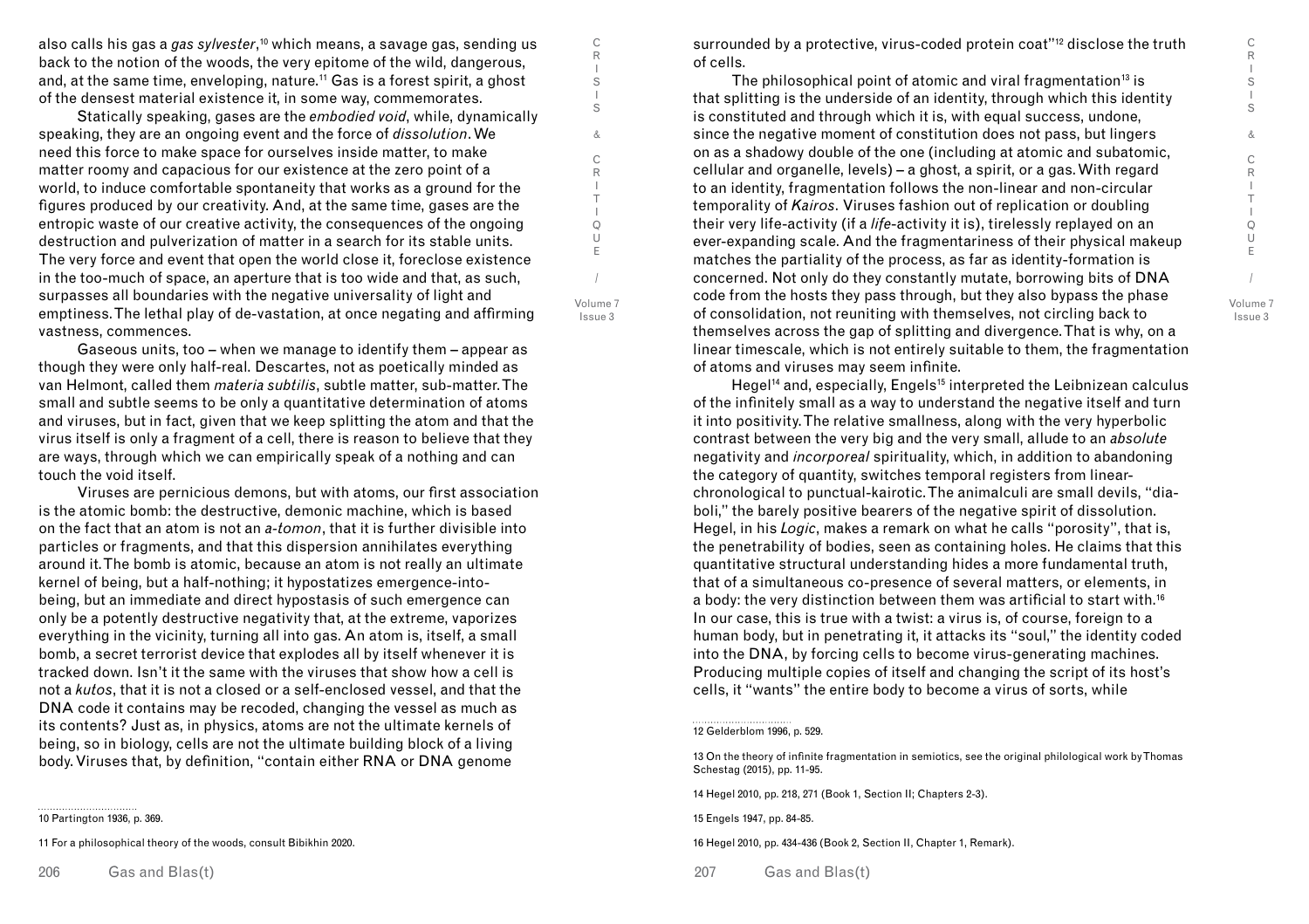also calls his gas a *gas sylvester*,[10] which means, a savage gas, sending us back to the notion of the woods, the very epitome of the wild, dangerous, and, at the same time, enveloping, nature.[11] Gas is a forest spirit, a ghost of the densest material existence it, in some way, commemorates.

Statically speaking, gases are the *embodied void*, while, dynamically speaking, they are an ongoing event and the force of *dissolution*. We need this force to make space for ourselves inside matter, to make matter roomy and capacious for our existence at the zero point of a world, to induce comfortable spontaneity that works as a ground for the figures produced by our creativity. And, at the same time, gases are the entropic waste of our creative activity, the consequences of the ongoing destruction and pulverization of matter in a search for its stable units. The very force and event that open the world close it, foreclose existence in the too-much of space, an aperture that is too wide and that, as such, surpasses all boundaries with the negative universality of light and emptiness. The lethal play of de-vastation, at once negating and affirming vastness, commences.

Gaseous units, too – when we manage to identify them – appear as though they were only half-real. Descartes, not as poetically minded as van Helmont, called them *materia subtilis*, subtle matter, sub-matter. The small and subtle seems to be only a quantitative determination of atoms and viruses, but in fact, given that we keep splitting the atom and that the virus itself is only a fragment of a cell, there is reason to believe that they are ways, through which we can empirically speak of a nothing and can touch the void itself.

Viruses are pernicious demons, but with atoms, our first association is the atomic bomb: the destructive, demonic machine, which is based on the fact that an atom is not an *a-tomon*, that it is further divisible into particles or fragments, and that this dispersion annihilates everything around it. The bomb is atomic, because an atom is not really an ultimate kernel of being, but a half-nothing; it hypostatizes emergence-into-being, but an immediate and direct hypostasis of such emergence can only be a potently destructive negativity that, at the extreme, vaporizes everything in the vicinity, turning all into gas. An atom is, itself, a small bomb, a secret terrorist device that explodes all by itself whenever it is tracked down. Isn't it the same with the viruses that show how a cell is not a *kutos*, that it is not a closed or a self-enclosed vessel, and that the DNA code it contains may be recoded, changing the vessel as much as its contents? Just as, in physics, atoms are not the ultimate kernels of being, so in biology, cells are not the ultimate building block of a living body. Viruses that, by definition, "contain either RNA or DNA genome surrounded by a protective, virus-coded protein coat"[12] disclose the truth of cells.

The philosophical point of atomic and viral fragmentation[13] is that splitting is the underside of an identity, through which this identity is constituted and through which it is, with equal success, undone, since the negative moment of constitution does not pass, but lingers on as a shadowy double of the one (including at atomic and subatomic, cellular and organelle, levels) – a ghost, a spirit, or a gas. With regard to an identity, fragmentation follows the non-linear and non-circular temporality of *Kairos*. Viruses fashion out of replication or doubling their very life-activity (if a *life*-activity it is), tirelessly replayed on an ever-expanding scale. And the fragmentariness of their physical makeup matches the partiality of the process, as far as identity-formation is concerned. Not only do they constantly mutate, borrowing bits of DNA code from the hosts they pass through, but they also bypass the phase of consolidation, not reuniting with themselves, not circling back to themselves across the gap of splitting and divergence. That is why, on a linear timescale, which is not entirely suitable to them, the fragmentation of atoms and viruses may seem infinite.

Hegel[14] and, especially, Engels[15] interpreted the Leibnizean calculus of the infinitely small as a way to understand the negative itself and turn it into positivity. The relative smallness, along with the very hyperbolic contrast between the very big and the very small, allude to an *absolute* negativity and *incorporeal* spirituality, which, in addition to abandoning the category of quantity, switches temporal registers from linear-chronological to punctual-kairotic. The animalculi are small devils, "dia-boli," the barely positive bearers of the negative spirit of dissolution. Hegel, in his *Logic*, makes a remark on what he calls "porosity", that is, the penetrability of bodies, seen as containing holes. He claims that this quantitative structural understanding hides a more fundamental truth, that of a simultaneous co-presence of several matters, or elements, in a body: the very distinction between them was artificial to start with.[16] In our case, this is true with a twist: a virus is, of course, foreign to a human body, but in penetrating it, it attacks its "soul," the identity coded into the DNA, by forcing cells to become virus-generating machines. Producing multiple copies of itself and changing the script of its host's cells, it "wants" the entire body to become a virus of sorts, while

---

10 Partington 1936, p. 369.

11 For a philosophical theory of the woods, consult Bibikhin 2020.

12 Gelderblom 1996, p. 529.

13 On the theory of infinite fragmentation in semiotics, see the original philological work by Thomas Schestag (2015), pp. 11-95.

14 Hegel 2010, pp. 218, 271 (Book 1, Section II; Chapters 2-3).

15 Engels 1947, pp. 84-85.

16 Hegel 2010, pp. 434-436 (Book 2, Section II, Chapter 1, Remark).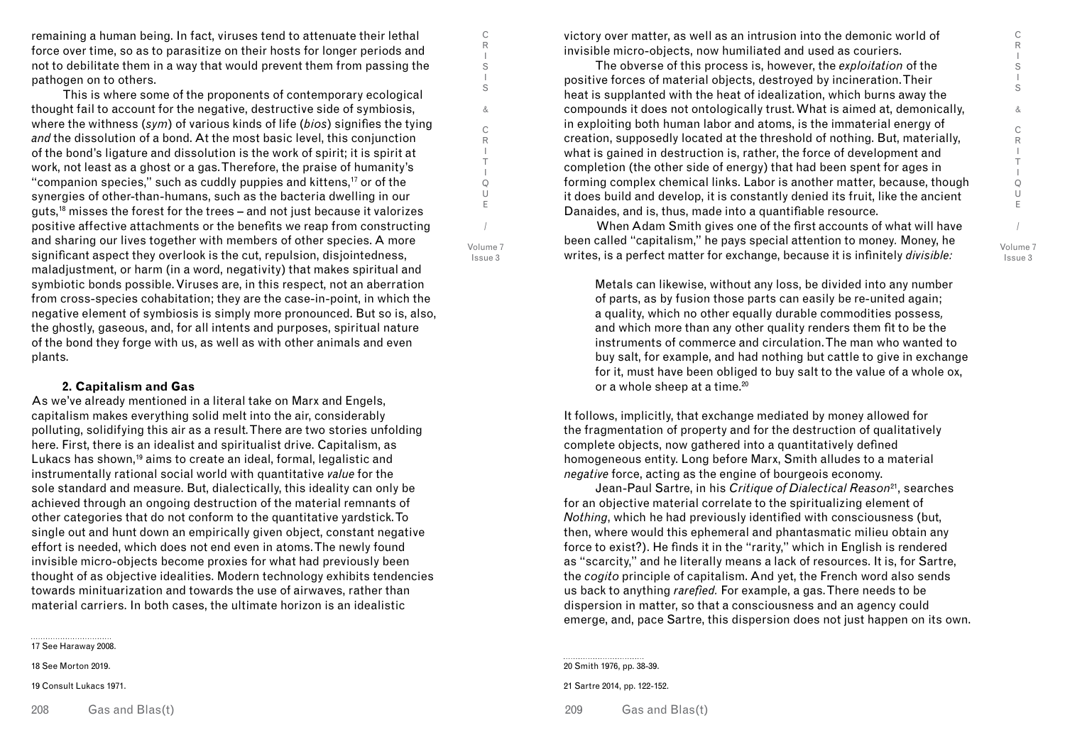remaining a human being. In fact, viruses tend to attenuate their lethal force over time, so as to parasitize on their hosts for longer periods and not to debilitate them in a way that would prevent them from passing the pathogen on to others.

This is where some of the proponents of contemporary ecological thought fail to account for the negative, destructive side of symbiosis, where the withness (*sym*) of various kinds of life (*bios*) signifies the tying *and* the dissolution of a bond. At the most basic level, this conjunction of the bond's ligature and dissolution is the work of spirit; it is spirit at work, not least as a ghost or a gas. Therefore, the praise of humanity's "companion species," such as cuddly puppies and kittens,[17] or of the synergies of other-than-humans, such as the bacteria dwelling in our guts,[18] misses the forest for the trees – and not just because it valorizes positive affective attachments or the benefits we reap from constructing and sharing our lives together with members of other species. A more significant aspect they overlook is the cut, repulsion, disjointedness, maladjustment, or harm (in a word, negativity) that makes spiritual and symbiotic bonds possible. Viruses are, in this respect, not an aberration from cross-species cohabitation; they are the case-in-point, in which the negative element of symbiosis is simply more pronounced. But so is, also, the ghostly, gaseous, and, for all intents and purposes, spiritual nature of the bond they forge with us, as well as with other animals and even plants.

### 2. Capitalism and Gas

As we've already mentioned in a literal take on Marx and Engels, capitalism makes everything solid melt into the air, considerably polluting, solidifying this air as a result. There are two stories unfolding here. First, there is an idealist and spiritualist drive. Capitalism, as Lukacs has shown,[19] aims to create an ideal, formal, legalistic and instrumentally rational social world with quantitative *value* for the sole standard and measure. But, dialectically, this ideality can only be achieved through an ongoing destruction of the material remnants of other categories that do not conform to the quantitative yardstick. To single out and hunt down an empirically given object, constant negative effort is needed, which does not end even in atoms. The newly found invisible micro-objects become proxies for what had previously been thought of as objective idealities. Modern technology exhibits tendencies towards minituarization and towards the use of airwaves, rather than material carriers. In both cases, the ultimate horizon is an idealistic victory over matter, as well as an intrusion into the demonic world of invisible micro-objects, now humiliated and used as couriers.

The obverse of this process is, however, the *exploitation* of the positive forces of material objects, destroyed by incineration. Their heat is supplanted with the heat of idealization, which burns away the compounds it does not ontologically trust. What is aimed at, demonically, in exploiting both human labor and atoms, is the immaterial energy of creation, supposedly located at the threshold of nothing. But, materially, what is gained in destruction is, rather, the force of development and completion (the other side of energy) that had been spent for ages in forming complex chemical links. Labor is another matter, because, though it does build and develop, it is constantly denied its fruit, like the ancient Danaides, and is, thus, made into a quantifiable resource.

When Adam Smith gives one of the first accounts of what will have been called "capitalism," he pays special attention to money. Money, he writes, is a perfect matter for exchange, because it is infinitely *divisible:*

> Metals can likewise, without any loss, be divided into any number of parts, as by fusion those parts can easily be re-united again; a quality, which no other equally durable commodities possess, and which more than any other quality renders them fit to be the instruments of commerce and circulation. The man who wanted to buy salt, for example, and had nothing but cattle to give in exchange for it, must have been obliged to buy salt to the value of a whole ox, or a whole sheep at a time.[20]

It follows, implicitly, that exchange mediated by money allowed for the fragmentation of property and for the destruction of qualitatively complete objects, now gathered into a quantitatively defined homogeneous entity. Long before Marx, Smith alludes to a material *negative* force, acting as the engine of bourgeois economy.

Jean-Paul Sartre, in his *Critique of Dialectical Reason*[21], searches for an objective material correlate to the spiritualizing element of *Nothing*, which he had previously identified with consciousness (but, then, where would this ephemeral and phantasmatic milieu obtain any force to exist?). He finds it in the "rarity," which in English is rendered as "scarcity," and he literally means a lack of resources. It is, for Sartre, the *cogito* principle of capitalism. And yet, the French word also sends us back to anything *rarefied.* For example, a gas. There needs to be dispersion in matter, so that a consciousness and an agency could emerge, and, pace Sartre, this dispersion does not just happen on its own.

---

17 See Haraway 2008.

18 See Morton 2019.

19 Consult Lukacs 1971.

20 Smith 1976, pp. 38-39.

21 Sartre 2014, pp. 122-152.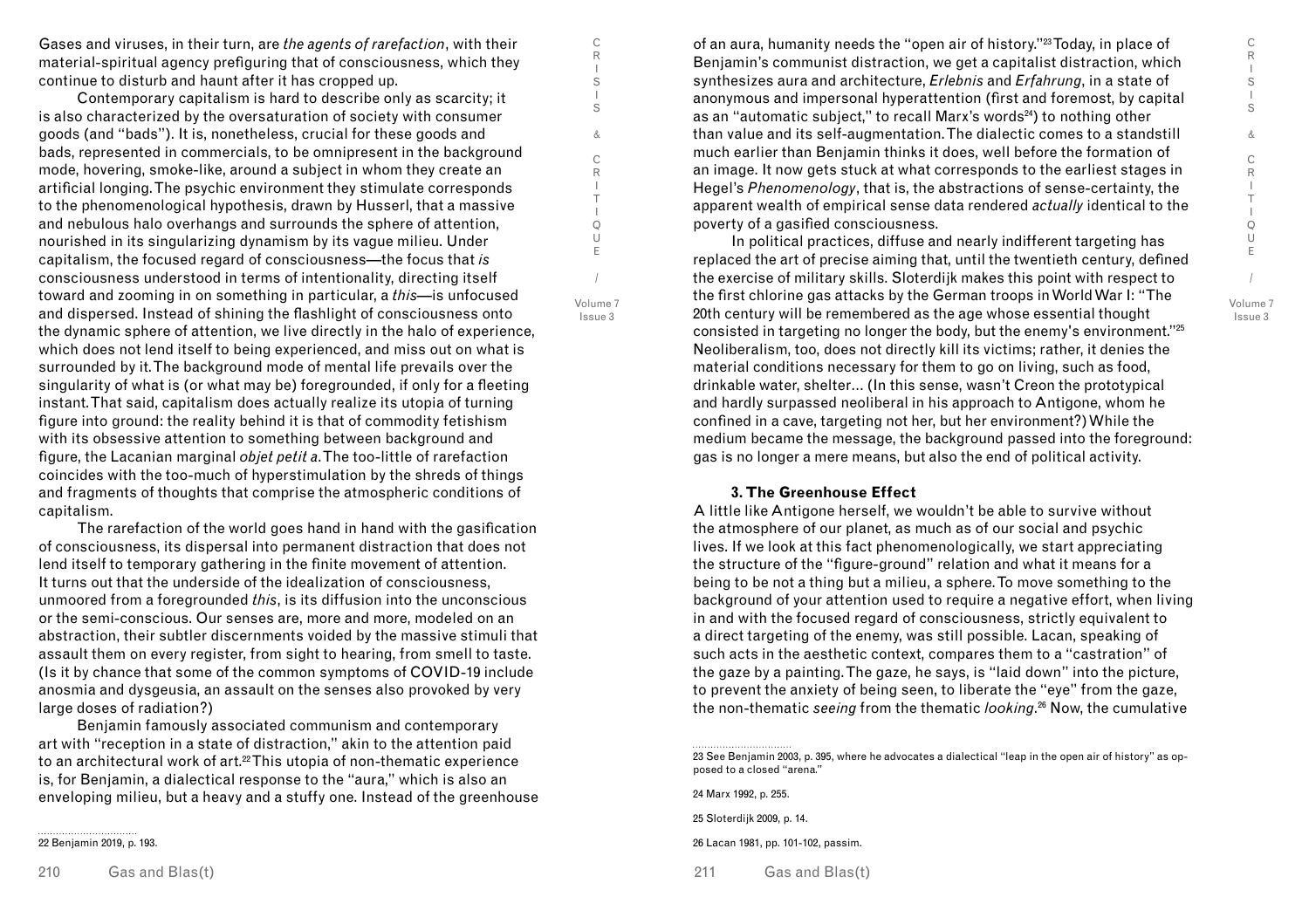Gases and viruses, in their turn, are *the agents of rarefaction*, with their material-spiritual agency prefiguring that of consciousness, which they continue to disturb and haunt after it has cropped up.

Contemporary capitalism is hard to describe only as scarcity; it is also characterized by the oversaturation of society with consumer goods (and "bads"). It is, nonetheless, crucial for these goods and bads, represented in commercials, to be omnipresent in the background mode, hovering, smoke-like, around a subject in whom they create an artificial longing. The psychic environment they stimulate corresponds to the phenomenological hypothesis, drawn by Husserl, that a massive and nebulous halo overhangs and surrounds the sphere of attention, nourished in its singularizing dynamism by its vague milieu. Under capitalism, the focused regard of consciousness—the focus that *is* consciousness understood in terms of intentionality, directing itself toward and zooming in on something in particular, a *this*—is unfocused and dispersed. Instead of shining the flashlight of consciousness onto the dynamic sphere of attention, we live directly in the halo of experience, which does not lend itself to being experienced, and miss out on what is surrounded by it. The background mode of mental life prevails over the singularity of what is (or what may be) foregrounded, if only for a fleeting instant. That said, capitalism does actually realize its utopia of turning figure into ground: the reality behind it is that of commodity fetishism with its obsessive attention to something between background and figure, the Lacanian marginal *objet petit a*. The too-little of rarefaction coincides with the too-much of hyperstimulation by the shreds of things and fragments of thoughts that comprise the atmospheric conditions of capitalism.

The rarefaction of the world goes hand in hand with the gasification of consciousness, its dispersal into permanent distraction that does not lend itself to temporary gathering in the finite movement of attention. It turns out that the underside of the idealization of consciousness, unmoored from a foregrounded *this*, is its diffusion into the unconscious or the semi-conscious. Our senses are, more and more, modeled on an abstraction, their subtler discernments voided by the massive stimuli that assault them on every register, from sight to hearing, from smell to taste. (Is it by chance that some of the common symptoms of COVID-19 include anosmia and dysgeusia, an assault on the senses also provoked by very large doses of radiation?)

Benjamin famously associated communism and contemporary art with "reception in a state of distraction," akin to the attention paid to an architectural work of art.[22] This utopia of non-thematic experience is, for Benjamin, a dialectical response to the "aura," which is also an enveloping milieu, but a heavy and a stuffy one. Instead of the greenhouse of an aura, humanity needs the "open air of history."[23] Today, in place of Benjamin's communist distraction, we get a capitalist distraction, which synthesizes aura and architecture, *Erlebnis* and *Erfahrung*, in a state of anonymous and impersonal hyperattention (first and foremost, by capital as an "automatic subject," to recall Marx's words[24]) to nothing other than value and its self-augmentation. The dialectic comes to a standstill much earlier than Benjamin thinks it does, well before the formation of an image. It now gets stuck at what corresponds to the earliest stages in Hegel's *Phenomenology*, that is, the abstractions of sense-certainty, the apparent wealth of empirical sense data rendered *actually* identical to the poverty of a gasified consciousness.

In political practices, diffuse and nearly indifferent targeting has replaced the art of precise aiming that, until the twentieth century, defined the exercise of military skills. Sloterdijk makes this point with respect to the first chlorine gas attacks by the German troops in World War I: "The 20th century will be remembered as the age whose essential thought consisted in targeting no longer the body, but the enemy's environment."[25] Neoliberalism, too, does not directly kill its victims; rather, it denies the material conditions necessary for them to go on living, such as food, drinkable water, shelter… (In this sense, wasn't Creon the prototypical and hardly surpassed neoliberal in his approach to Antigone, whom he confined in a cave, targeting not her, but her environment?) While the medium became the message, the background passed into the foreground: gas is no longer a mere means, but also the end of political activity.

### 3. The Greenhouse Effect

A little like Antigone herself, we wouldn't be able to survive without the atmosphere of our planet, as much as of our social and psychic lives. If we look at this fact phenomenologically, we start appreciating the structure of the "figure-ground" relation and what it means for a being to be not a thing but a milieu, a sphere. To move something to the background of your attention used to require a negative effort, when living in and with the focused regard of consciousness, strictly equivalent to a direct targeting of the enemy, was still possible. Lacan, speaking of such acts in the aesthetic context, compares them to a "castration" of the gaze by a painting. The gaze, he says, is "laid down" into the picture, to prevent the anxiety of being seen, to liberate the "eye" from the gaze, the non-thematic *seeing* from the thematic *looking*.[26] Now, the cumulative

---

22 Benjamin 2019, p. 193.

23 See Benjamin 2003, p. 395, where he advocates a dialectical "leap in the open air of history" as opposed to a closed "arena."

24 Marx 1992, p. 255.

25 Sloterdijk 2009, p. 14.

26 Lacan 1981, pp. 101-102, passim.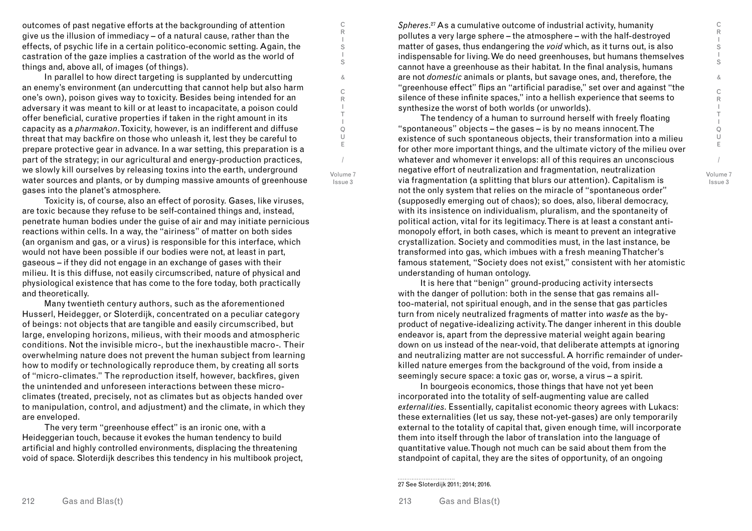outcomes of past negative efforts at the backgrounding of attention give us the illusion of immediacy – of a natural cause, rather than the effects, of psychic life in a certain politico-economic setting. Again, the castration of the gaze implies a castration of the world as the world of things and, above all, of images (of things).

In parallel to how direct targeting is supplanted by undercutting an enemy's environment (an undercutting that cannot help but also harm one's own), poison gives way to toxicity. Besides being intended for an adversary it was meant to kill or at least to incapacitate, a poison could offer beneficial, curative properties if taken in the right amount in its capacity as a *pharmakon*. Toxicity, however, is an indifferent and diffuse threat that may backfire on those who unleash it, lest they be careful to prepare protective gear in advance. In a war setting, this preparation is a part of the strategy; in our agricultural and energy-production practices, we slowly kill ourselves by releasing toxins into the earth, underground water sources and plants, or by dumping massive amounts of greenhouse gases into the planet's atmosphere.

Toxicity is, of course, also an effect of porosity. Gases, like viruses, are toxic because they refuse to be self-contained things and, instead, penetrate human bodies under the guise of air and may initiate pernicious reactions within cells. In a way, the "airiness" of matter on both sides (an organism and gas, or a virus) is responsible for this interface, which would not have been possible if our bodies were not, at least in part, gaseous – if they did not engage in an exchange of gases with their milieu. It is this diffuse, not easily circumscribed, nature of physical and physiological existence that has come to the fore today, both practically and theoretically.

Many twentieth century authors, such as the aforementioned Husserl, Heidegger, or Sloterdijk, concentrated on a peculiar category of beings: not objects that are tangible and easily circumscribed, but large, enveloping horizons, milieus, with their moods and atmospheric conditions. Not the invisible micro-, but the inexhaustible macro-. Their overwhelming nature does not prevent the human subject from learning how to modify or technologically reproduce them, by creating all sorts of "micro-climates." The reproduction itself, however, backfires, given the unintended and unforeseen interactions between these micro-climates (treated, precisely, not as climates but as objects handed over to manipulation, control, and adjustment) and the climate, in which they are enveloped.

The very term "greenhouse effect" is an ironic one, with a Heideggerian touch, because it evokes the human tendency to build artificial and highly controlled environments, displacing the threatening void of space. Sloterdijk describes this tendency in his multibook project, *Spheres*.[27] As a cumulative outcome of industrial activity, humanity pollutes a very large sphere – the atmosphere – with the half-destroyed matter of gases, thus endangering the *void* which, as it turns out, is also indispensable for living. We do need greenhouses, but humans themselves cannot have a greenhouse as their habitat. In the final analysis, humans are not *domestic* animals or plants, but savage ones, and, therefore, the "greenhouse effect" flips an "artificial paradise," set over and against "the silence of these infinite spaces," into a hellish experience that seems to synthesize the worst of both worlds (or unworlds).

The tendency of a human to surround herself with freely floating "spontaneous" objects – the gases – is by no means innocent. The existence of such spontaneous objects, their transformation into a milieu for other more important things, and the ultimate victory of the milieu over whatever and whomever it envelops: all of this requires an unconscious negative effort of neutralization and fragmentation, neutralization via fragmentation (a splitting that blurs our attention). Capitalism is not the only system that relies on the miracle of "spontaneous order" (supposedly emerging out of chaos); so does, also, liberal democracy, with its insistence on individualism, pluralism, and the spontaneity of political action, vital for its legitimacy. There is at least a constant anti-monopoly effort, in both cases, which is meant to prevent an integrative crystallization. Society and commodities must, in the last instance, be transformed into gas, which imbues with a fresh meaning Thatcher's famous statement, "Society does not exist," consistent with her atomistic understanding of human ontology.

It is here that "benign" ground-producing activity intersects with the danger of pollution: both in the sense that gas remains all-too-material, not spiritual enough, and in the sense that gas particles turn from nicely neutralized fragments of matter into *waste* as the by-product of negative-idealizing activity. The danger inherent in this double endeavor is, apart from the depressive material weight again bearing down on us instead of the near-void, that deliberate attempts at ignoring and neutralizing matter are not successful. A horrific remainder of under-killed nature emerges from the background of the void, from inside a seemingly secure space: a toxic gas or, worse, a virus – a spirit.

In bourgeois economics, those things that have not yet been incorporated into the totality of self-augmenting value are called *externalities*. Essentially, capitalist economic theory agrees with Lukacs: these externalities (let us say, these not-yet-gases) are only temporarily external to the totality of capital that, given enough time, will incorporate them into itself through the labor of translation into the language of quantitative value. Though not much can be said about them from the standpoint of capital, they are the sites of opportunity, of an ongoing

27 See Sloterdijk 2011; 2014; 2016.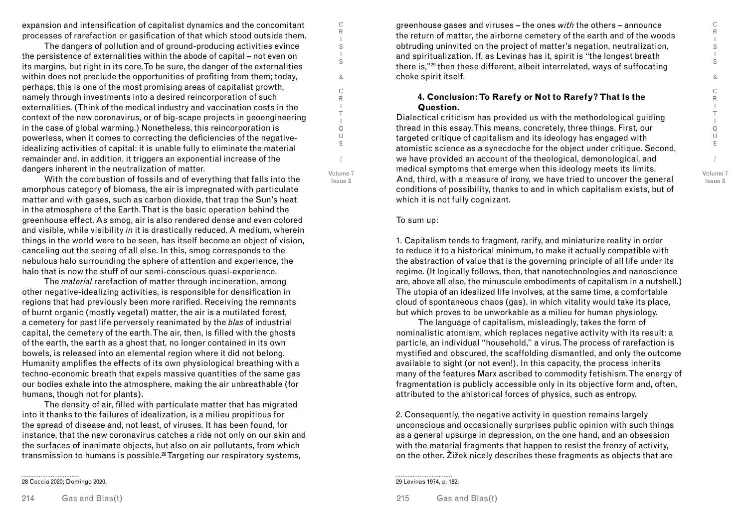expansion and intensification of capitalist dynamics and the concomitant processes of rarefaction or gasification of that which stood outside them.

The dangers of pollution and of ground-producing activities evince the persistence of externalities within the abode of capital – not even on its margins, but right in its core. To be sure, the danger of the externalities within does not preclude the opportunities of profiting from them; today, perhaps, this is one of the most promising areas of capitalist growth, namely through investments into a desired reincorporation of such externalities. (Think of the medical industry and vaccination costs in the context of the new coronavirus, or of big-scape projects in geoengineering in the case of global warming.) Nonetheless, this reincorporation is powerless, when it comes to correcting the deficiencies of the negative-idealizing activities of capital: it is unable fully to eliminate the material remainder and, in addition, it triggers an exponential increase of the dangers inherent in the neutralization of matter.

With the combustion of fossils and of everything that falls into the amorphous category of biomass, the air is impregnated with particulate matter and with gases, such as carbon dioxide, that trap the Sun's heat in the atmosphere of the Earth. That is the basic operation behind the greenhouse effect. As smog, air is also rendered dense and even colored and visible, while visibility *in* it is drastically reduced. A medium, wherein things in the world were to be seen, has itself become an object of vision, canceling out the seeing of all else. In this, smog corresponds to the nebulous halo surrounding the sphere of attention and experience, the halo that is now the stuff of our semi-conscious quasi-experience.

The *material* rarefaction of matter through incineration, among other negative-idealizing activities, is responsible for densification in regions that had previously been more rarified. Receiving the remnants of burnt organic (mostly vegetal) matter, the air is a mutilated forest, a cemetery for past life perversely reanimated by the *blas* of industrial capital, the cemetery of the earth. The air, then, is filled with the ghosts of the earth, the earth as a ghost that, no longer contained in its own bowels, is released into an elemental region where it did not belong. Humanity amplifies the effects of its own physiological breathing with a techno-economic breath that expels massive quantities of the same gas our bodies exhale into the atmosphere, making the air unbreathable (for humans, though not for plants).

The density of air, filled with particulate matter that has migrated into it thanks to the failures of idealization, is a milieu propitious for the spread of disease and, not least, of viruses. It has been found, for instance, that the new coronavirus catches a ride not only on our skin and the surfaces of inanimate objects, but also on air pollutants, from which transmission to humans is possible.[28] Targeting our respiratory systems, greenhouse gases and viruses – the ones *with* the others – announce the return of matter, the airborne cemetery of the earth and of the woods obtruding uninvited on the project of matter's negation, neutralization, and spiritualization. If, as Levinas has it, spirit is "the longest breath there is,"[29] then these different, albeit interrelated, ways of suffocating choke spirit itself.

#### 4. Conclusion: To Rarefy or Not to Rarefy? That Is the Question.

Dialectical criticism has provided us with the methodological guiding thread in this essay. This means, concretely, three things. First, our targeted critique of capitalism and its ideology has engaged with atomistic science as a synecdoche for the object under critique. Second, we have provided an account of the theological, demonological, and medical symptoms that emerge when this ideology meets its limits. And, third, with a measure of irony, we have tried to uncover the general conditions of possibility, thanks to and in which capitalism exists, but of which it is not fully cognizant.

To sum up:

1. Capitalism tends to fragment, rarify, and miniaturize reality in order to reduce it to a historical minimum, to make it actually compatible with the abstraction of value that is the governing principle of all life under its regime. (It logically follows, then, that nanotechnologies and nanoscience are, above all else, the minuscule embodiments of capitalism in a nutshell.) The utopia of an idealized life involves, at the same time, a comfortable cloud of spontaneous chaos (gas), in which vitality would take its place, but which proves to be unworkable as a milieu for human physiology.

The language of capitalism, misleadingly, takes the form of nominalistic atomism, which replaces negative activity with its result: a particle, an individual "household," a virus. The process of rarefaction is mystified and obscured, the scaffolding dismantled, and only the outcome available to sight (or not even!). In this capacity, the process inherits many of the features Marx ascribed to commodity fetishism. The energy of fragmentation is publicly accessible only in its objective form and, often, attributed to the ahistorical forces of physics, such as entropy.

2. Consequently, the negative activity in question remains largely unconscious and occasionally surprises public opinion with such things as a general upsurge in depression, on the one hand, and an obsession with the material fragments that happen to resist the frenzy of activity, on the other. Žižek nicely describes these fragments as objects that are

---

28 Coccia 2020; Domingo 2020.

29 Levinas 1974, p. 182.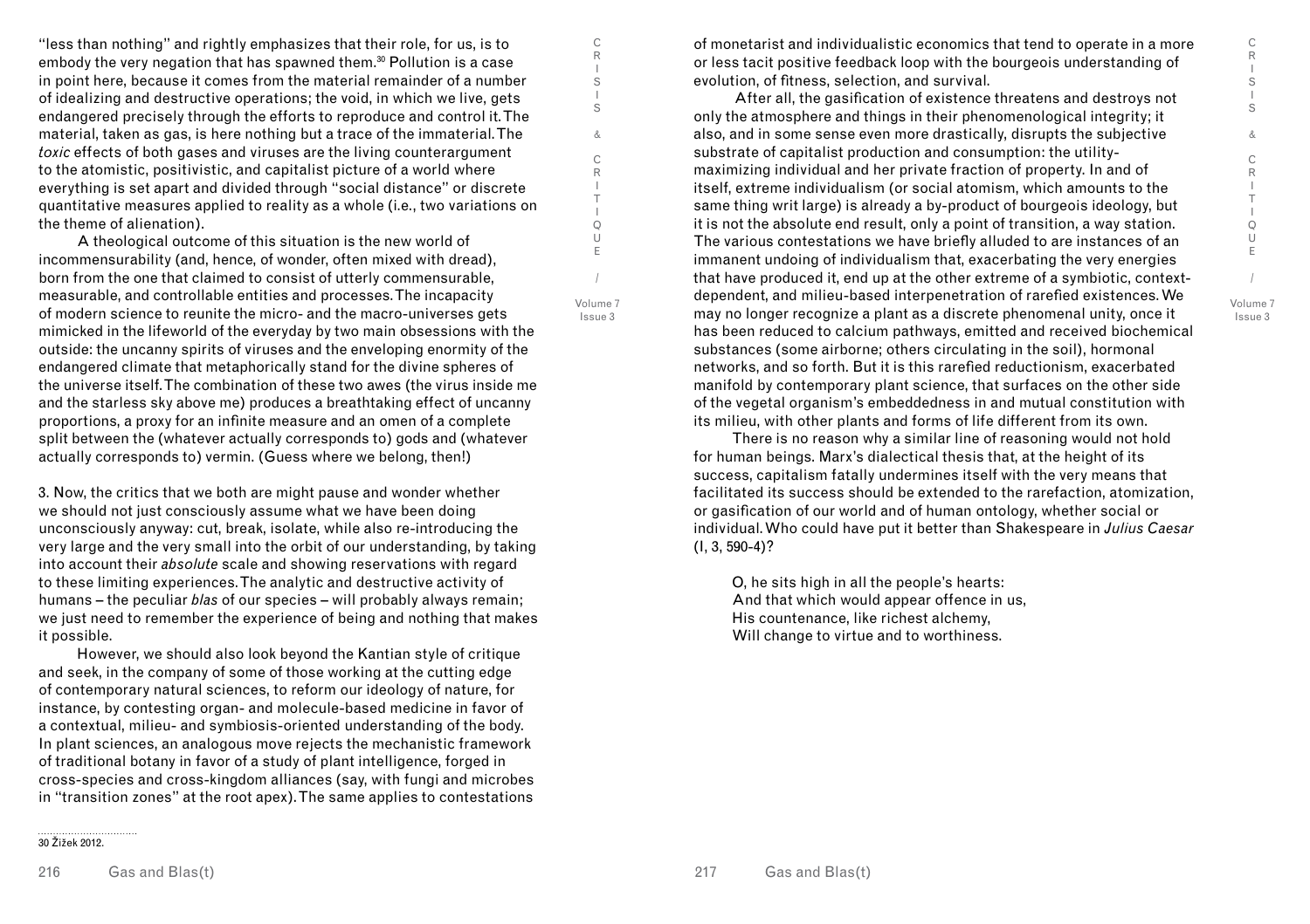"less than nothing" and rightly emphasizes that their role, for us, is to embody the very negation that has spawned them.[30] Pollution is a case in point here, because it comes from the material remainder of a number of idealizing and destructive operations; the void, in which we live, gets endangered precisely through the efforts to reproduce and control it. The material, taken as gas, is here nothing but a trace of the immaterial. The *toxic* effects of both gases and viruses are the living counterargument to the atomistic, positivistic, and capitalist picture of a world where everything is set apart and divided through "social distance" or discrete quantitative measures applied to reality as a whole (i.e., two variations on the theme of alienation).

A theological outcome of this situation is the new world of incommensurability (and, hence, of wonder, often mixed with dread), born from the one that claimed to consist of utterly commensurable, measurable, and controllable entities and processes. The incapacity of modern science to reunite the micro- and the macro-universes gets mimicked in the lifeworld of the everyday by two main obsessions with the outside: the uncanny spirits of viruses and the enveloping enormity of the endangered climate that metaphorically stand for the divine spheres of the universe itself. The combination of these two awes (the virus inside me and the starless sky above me) produces a breathtaking effect of uncanny proportions, a proxy for an infinite measure and an omen of a complete split between the (whatever actually corresponds to) gods and (whatever actually corresponds to) vermin. (Guess where we belong, then!)

3. Now, the critics that we both are might pause and wonder whether we should not just consciously assume what we have been doing unconsciously anyway: cut, break, isolate, while also re-introducing the very large and the very small into the orbit of our understanding, by taking into account their *absolute* scale and showing reservations with regard to these limiting experiences. The analytic and destructive activity of humans – the peculiar *blas* of our species – will probably always remain; we just need to remember the experience of being and nothing that makes it possible.

However, we should also look beyond the Kantian style of critique and seek, in the company of some of those working at the cutting edge of contemporary natural sciences, to reform our ideology of nature, for instance, by contesting organ- and molecule-based medicine in favor of a contextual, milieu- and symbiosis-oriented understanding of the body. In plant sciences, an analogous move rejects the mechanistic framework of traditional botany in favor of a study of plant intelligence, forged in cross-species and cross-kingdom alliances (say, with fungi and microbes in "transition zones" at the root apex). The same applies to contestations of monetarist and individualistic economics that tend to operate in a more or less tacit positive feedback loop with the bourgeois understanding of evolution, of fitness, selection, and survival.

After all, the gasification of existence threatens and destroys not only the atmosphere and things in their phenomenological integrity; it also, and in some sense even more drastically, disrupts the subjective substrate of capitalist production and consumption: the utility-maximizing individual and her private fraction of property. In and of itself, extreme individualism (or social atomism, which amounts to the same thing writ large) is already a by-product of bourgeois ideology, but it is not the absolute end result, only a point of transition, a way station. The various contestations we have briefly alluded to are instances of an immanent undoing of individualism that, exacerbating the very energies that have produced it, end up at the other extreme of a symbiotic, context-dependent, and milieu-based interpenetration of rarefied existences. We may no longer recognize a plant as a discrete phenomenal unity, once it has been reduced to calcium pathways, emitted and received biochemical substances (some airborne; others circulating in the soil), hormonal networks, and so forth. But it is this rarefied reductionism, exacerbated manifold by contemporary plant science, that surfaces on the other side of the vegetal organism's embeddedness in and mutual constitution with its milieu, with other plants and forms of life different from its own.

There is no reason why a similar line of reasoning would not hold for human beings. Marx's dialectical thesis that, at the height of its success, capitalism fatally undermines itself with the very means that facilitated its success should be extended to the rarefaction, atomization, or gasification of our world and of human ontology, whether social or individual. Who could have put it better than Shakespeare in *Julius Caesar* (I, 3, 590-4)?

> O, he sits high in all the people's hearts:
> And that which would appear offence in us,
> His countenance, like richest alchemy,
> Will change to virtue and to worthiness.

---

30 Žižek 2012.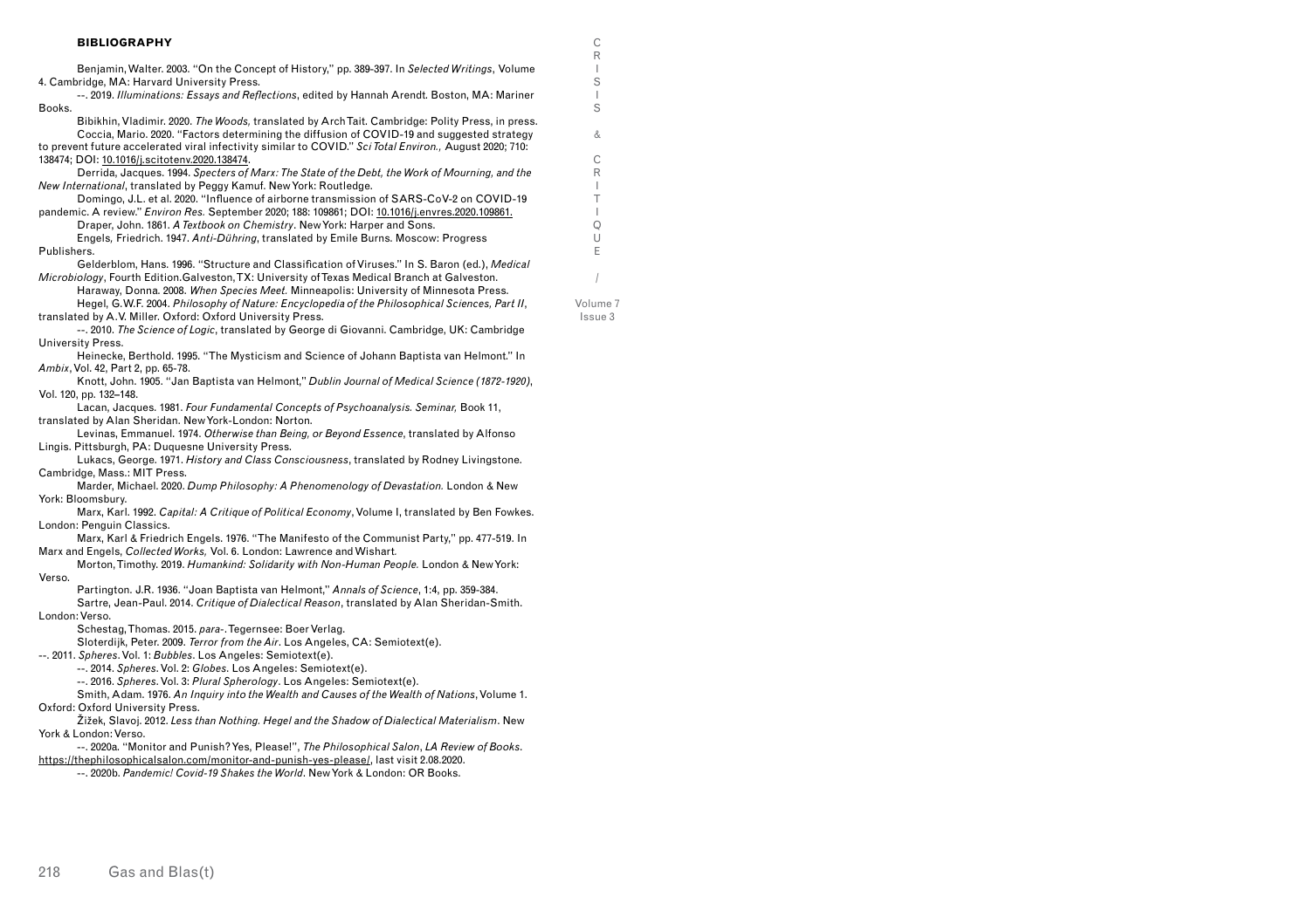**BIBLIOGRAPHY**

Benjamin, Walter. 2003. "On the Concept of History," pp. 389-397. In *Selected Writings*, Volume 4. Cambridge, MA: Harvard University Press.

--. 2019. *Illuminations: Essays and Reflections*, edited by Hannah Arendt. Boston, MA: Mariner Books.

Bibikhin, Vladimir. 2020. *The Woods,* translated by Arch Tait. Cambridge: Polity Press, in press.

Coccia, Mario. 2020. "Factors determining the diffusion of COVID-19 and suggested strategy to prevent future accelerated viral infectivity similar to COVID." *Sci Total Environ.,* August 2020; 710: 138474; DOI: 10.1016/j.scitotenv.2020.138474.

Derrida, Jacques. 1994. *Specters of Marx: The State of the Debt, the Work of Mourning, and the New International*, translated by Peggy Kamuf. New York: Routledge.

Domingo, J.L. et al. 2020. "Influence of airborne transmission of SARS-CoV-2 on COVID-19 pandemic. A review." *Environ Res.* September 2020; 188: 109861; DOI: 10.1016/j.envres.2020.109861.

Draper, John. 1861. *A Textbook on Chemistry*. New York: Harper and Sons.

Engels, Friedrich. 1947. *Anti-Dühring*, translated by Emile Burns. Moscow: Progress Publishers.

Gelderblom, Hans. 1996. "Structure and Classification of Viruses." In S. Baron (ed.), *Medical Microbiology*, Fourth Edition.Galveston, TX: University of Texas Medical Branch at Galveston.

Haraway, Donna. 2008. *When Species Meet.* Minneapolis: University of Minnesota Press.

Hegel, G.W.F. 2004. *Philosophy of Nature: Encyclopedia of the Philosophical Sciences, Part II*, translated by A.V. Miller. Oxford: Oxford University Press.

--. 2010. *The Science of Logic*, translated by George di Giovanni. Cambridge, UK: Cambridge University Press.

Heinecke, Berthold. 1995. "The Mysticism and Science of Johann Baptista van Helmont." In *Ambix*, Vol. 42, Part 2, pp. 65-78.

Knott, John. 1905. "Jan Baptista van Helmont," *Dublin Journal of Medical Science (1872-1920)*, Vol. 120, pp. 132–148.

Lacan, Jacques. 1981. *Four Fundamental Concepts of Psychoanalysis. Seminar,* Book 11, translated by Alan Sheridan. New York-London: Norton.

Levinas, Emmanuel. 1974. *Otherwise than Being, or Beyond Essence*, translated by Alfonso Lingis. Pittsburgh, PA: Duquesne University Press.

Lukacs, George. 1971. *History and Class Consciousness*, translated by Rodney Livingstone. Cambridge, Mass.: MIT Press.

Marder, Michael. 2020. *Dump Philosophy: A Phenomenology of Devastation.* London & New York: Bloomsbury.

Marx, Karl. 1992. *Capital: A Critique of Political Economy*, Volume I, translated by Ben Fowkes. London: Penguin Classics.

Marx, Karl & Friedrich Engels. 1976. "The Manifesto of the Communist Party," pp. 477-519. In Marx and Engels, *Collected Works,* Vol. 6. London: Lawrence and Wishart.

Morton, Timothy. 2019. *Humankind: Solidarity with Non-Human People.* London & New York: Verso.

Partington. J.R. 1936. "Joan Baptista van Helmont," *Annals of Science*, 1:4, pp. 359-384.

Sartre, Jean-Paul. 2014. *Critique of Dialectical Reason*, translated by Alan Sheridan-Smith. London: Verso.

Schestag, Thomas. 2015. *para-*. Tegernsee: Boer Verlag.

Sloterdijk, Peter. 2009. *Terror from the Air*. Los Angeles, CA: Semiotext(e).

--. 2011. *Spheres*. Vol. 1: *Bubbles*. Los Angeles: Semiotext(e).

--. 2014. *Spheres*. Vol. 2: *Globes*. Los Angeles: Semiotext(e).

--. 2016. *Spheres*. Vol. 3: *Plural Spherology*. Los Angeles: Semiotext(e).

Smith, Adam. 1976. *An Inquiry into the Wealth and Causes of the Wealth of Nations*, Volume 1. Oxford: Oxford University Press.

Žižek, Slavoj. 2012. *Less than Nothing. Hegel and the Shadow of Dialectical Materialism*. New York & London: Verso.

--. 2020a. "Monitor and Punish? Yes, Please!", *The Philosophical Salon*, *LA Review of Books*. https://thephilosophicalsalon.com/monitor-and-punish-yes-please/, last visit 2.08.2020.

--. 2020b. *Pandemic! Covid-19 Shakes the World*. New York & London: OR Books.